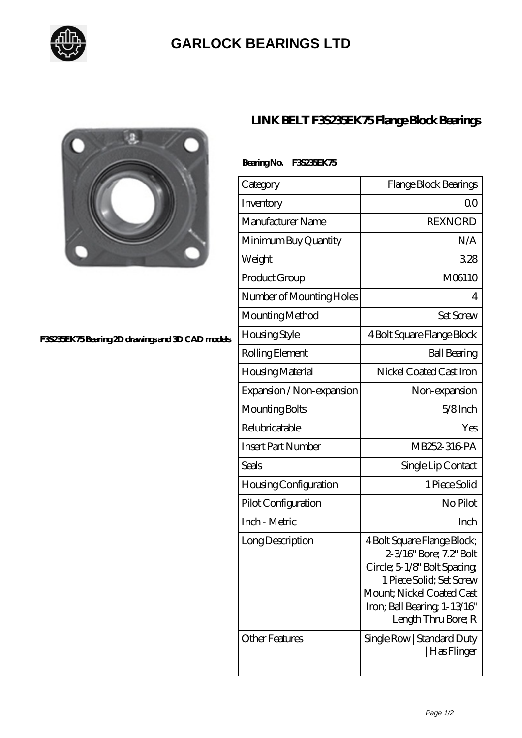# GARLOCK BEARINGS LTD

F3S235EK75 Bearing 2D drawings and 3D CAD models

## LINK BELT F3S235EK75 Flange Block Bearings

**Bearing No. F3S235EK75**

| Category | Flange Block Bearings |
|---|---|
| Inventory | 0.0 |
| Manufacturer Name | REXNORD |
| Minimum Buy Quantity | N/A |
| Weight | 3.28 |
| Product Group | M06110 |
| Number of Mounting Holes | 4 |
| Mounting Method | Set Screw |
| Housing Style | 4 Bolt Square Flange Block |
| Rolling Element | Ball Bearing |
| Housing Material | Nickel Coated Cast Iron |
| Expansion / Non-expansion | Non-expansion |
| Mounting Bolts | 5/8 Inch |
| Relubricatable | Yes |
| Insert Part Number | MB252-316-PA |
| Seals | Single Lip Contact |
| Housing Configuration | 1 Piece Solid |
| Pilot Configuration | No Pilot |
| Inch - Metric | Inch |
| Long Description | 4 Bolt Square Flange Block; 2-3/16" Bore; 7.2" Bolt Circle; 5-1/8" Bolt Spacing; 1 Piece Solid; Set Screw Mount; Nickel Coated Cast Iron; Ball Bearing; 1-13/16" Length Thru Bore; R |
| Other Features | Single Row \| Standard Duty \| Has Flinger |
| | |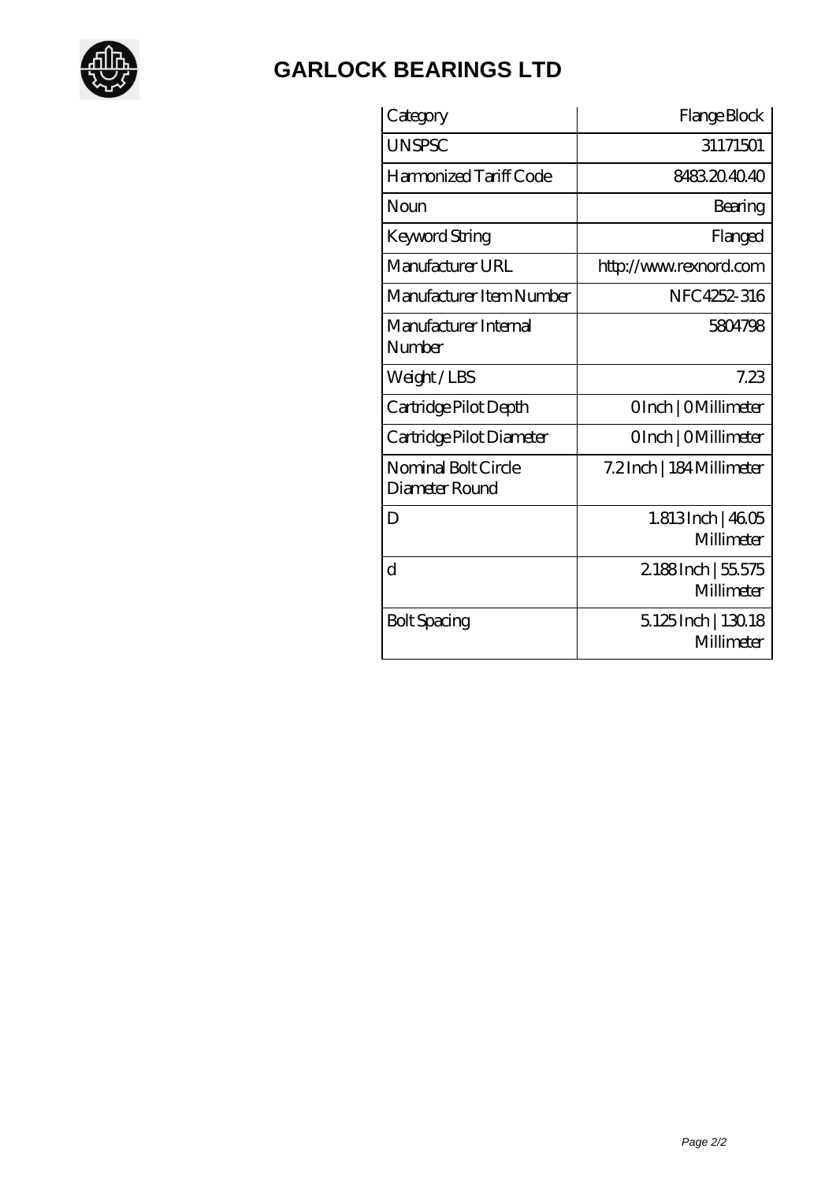# GARLOCK BEARINGS LTD

| | |
|---|---|
| Category | Flange Block |
| UNSPSC | 31171501 |
| Harmonized Tariff Code | 8483.20.40.40 |
| Noun | Bearing |
| Keyword String | Flanged |
| Manufacturer URL | http://www.rexnord.com |
| Manufacturer Item Number | NFC4252-316 |
| Manufacturer Internal Number | 5804798 |
| Weight / LBS | 7.23 |
| Cartridge Pilot Depth | 0 Inch \| 0 Millimeter |
| Cartridge Pilot Diameter | 0 Inch \| 0 Millimeter |
| Nominal Bolt Circle Diameter Round | 7.2 Inch \| 184 Millimeter |
| D | 1.813 Inch \| 46.05 Millimeter |
| d | 2.188 Inch \| 55.575 Millimeter |
| Bolt Spacing | 5.125 Inch \| 130.18 Millimeter |